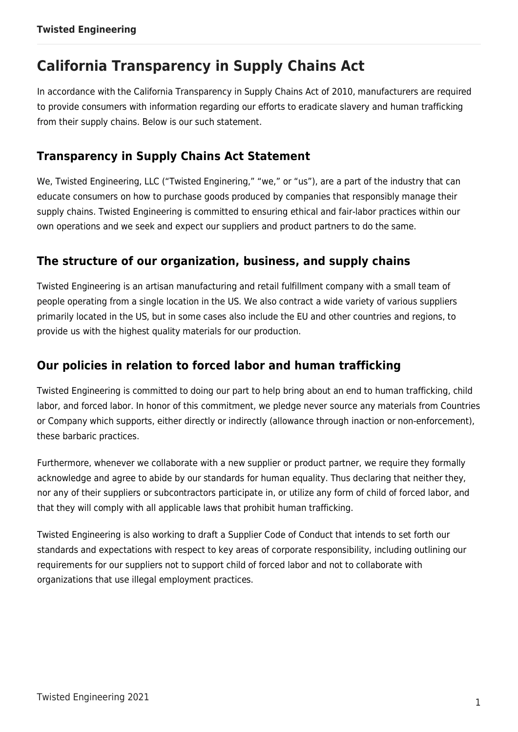# California Transparency in Supply Chains Act

In accordance with the California Transparency in Supply Chains Act of 2010, manufacturers are required to provide consumers with information regarding our efforts to eradicate slavery and human trafficking from their supply chains. Below is our such statement.

## Transparency in Supply Chains Act Statement

We, Twisted Engineering, LLC ("Twisted Enginering," "we," or "us"), are a part of the industry that can educate consumers on how to purchase goods produced by companies that responsibly manage their supply chains. Twisted Engineering is committed to ensuring ethical and fair-labor practices within our own operations and we seek and expect our suppliers and product partners to do the same.

## The structure of our organization, business, and supply chains

Twisted Engineering is an artisan manufacturing and retail fulfillment company with a small team of people operating from a single location in the US. We also contract a wide variety of various suppliers primarily located in the US, but in some cases also include the EU and other countries and regions, to provide us with the highest quality materials for our production.

## Our policies in relation to forced labor and human trafficking

Twisted Engineering is committed to doing our part to help bring about an end to human trafficking, child labor, and forced labor. In honor of this commitment, we pledge never source any materials from Countries or Company which supports, either directly or indirectly (allowance through inaction or non-enforcement), these barbaric practices.

Furthermore, whenever we collaborate with a new supplier or product partner, we require they formally acknowledge and agree to abide by our standards for human equality. Thus declaring that neither they, nor any of their suppliers or subcontractors participate in, or utilize any form of child of forced labor, and that they will comply with all applicable laws that prohibit human trafficking.

Twisted Engineering is also working to draft a Supplier Code of Conduct that intends to set forth our standards and expectations with respect to key areas of corporate responsibility, including outlining our requirements for our suppliers not to support child of forced labor and not to collaborate with organizations that use illegal employment practices.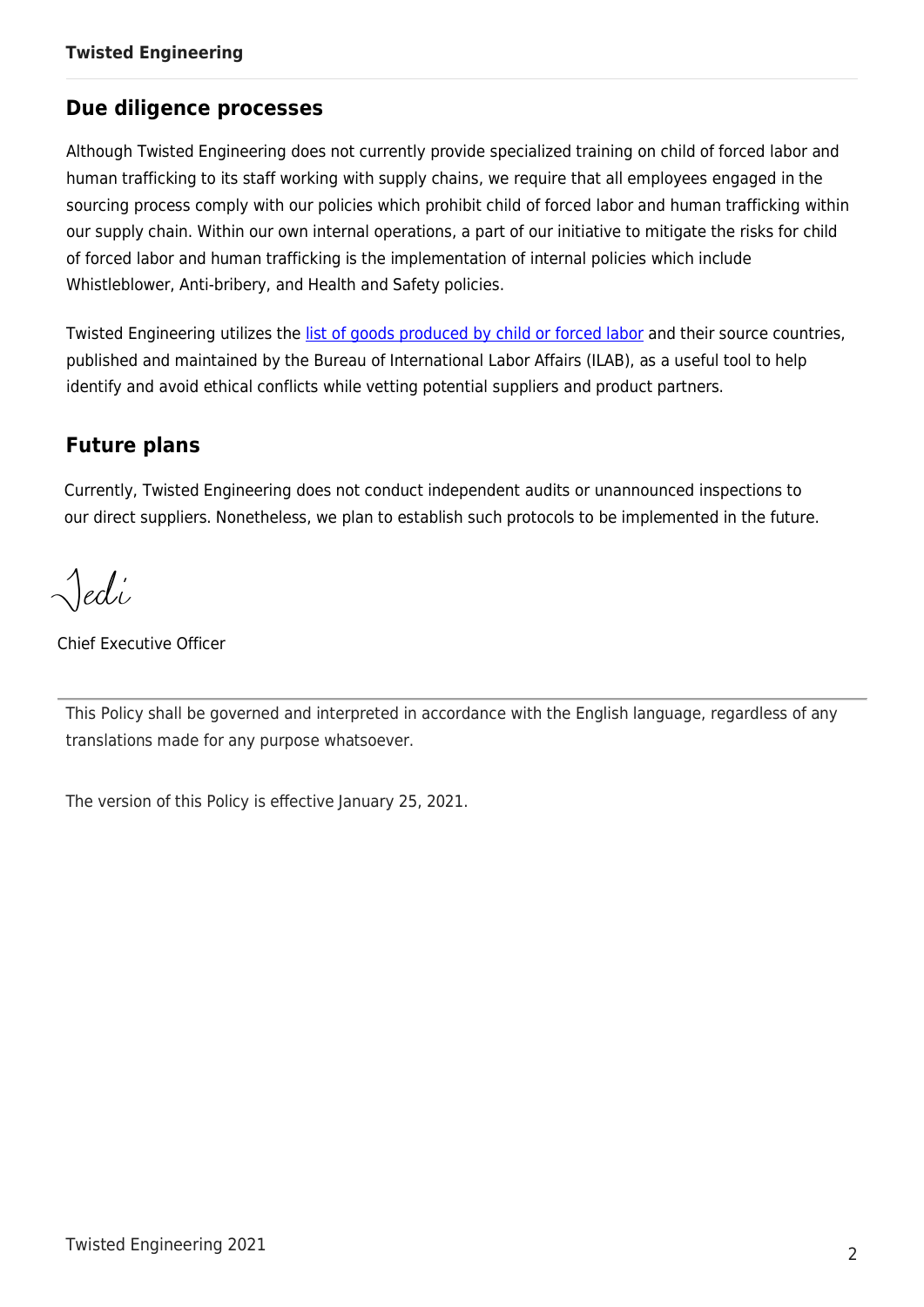## Due diligence processes

Although Twisted Engineering does not currently provide specialized training on child of forced labor and human trafficking to its staff working with supply chains, we require that all employees engaged in the sourcing process comply with our policies which prohibit child of forced labor and human trafficking within our supply chain. Within our own internal operations, a part of our initiative to mitigate the risks for child of forced labor and human trafficking is the implementation of internal policies which include Whistleblower, Anti-bribery, and Health and Safety policies.

Twisted Engineering utilizes the list of goods produced by child or forced labor and their source countries, published and maintained by the Bureau of International Labor Affairs (ILAB), as a useful tool to help identify and avoid ethical conflicts while vetting potential suppliers and product partners.

## Future plans

Currently, Twisted Engineering does not conduct independent audits or unannounced inspections to our direct suppliers. Nonetheless, we plan to establish such protocols to be implemented in the future.

Jedi

Chief Executive Officer

---

This Policy shall be governed and interpreted in accordance with the English language, regardless of any translations made for any purpose whatsoever.

The version of this Policy is effective January 25, 2021.